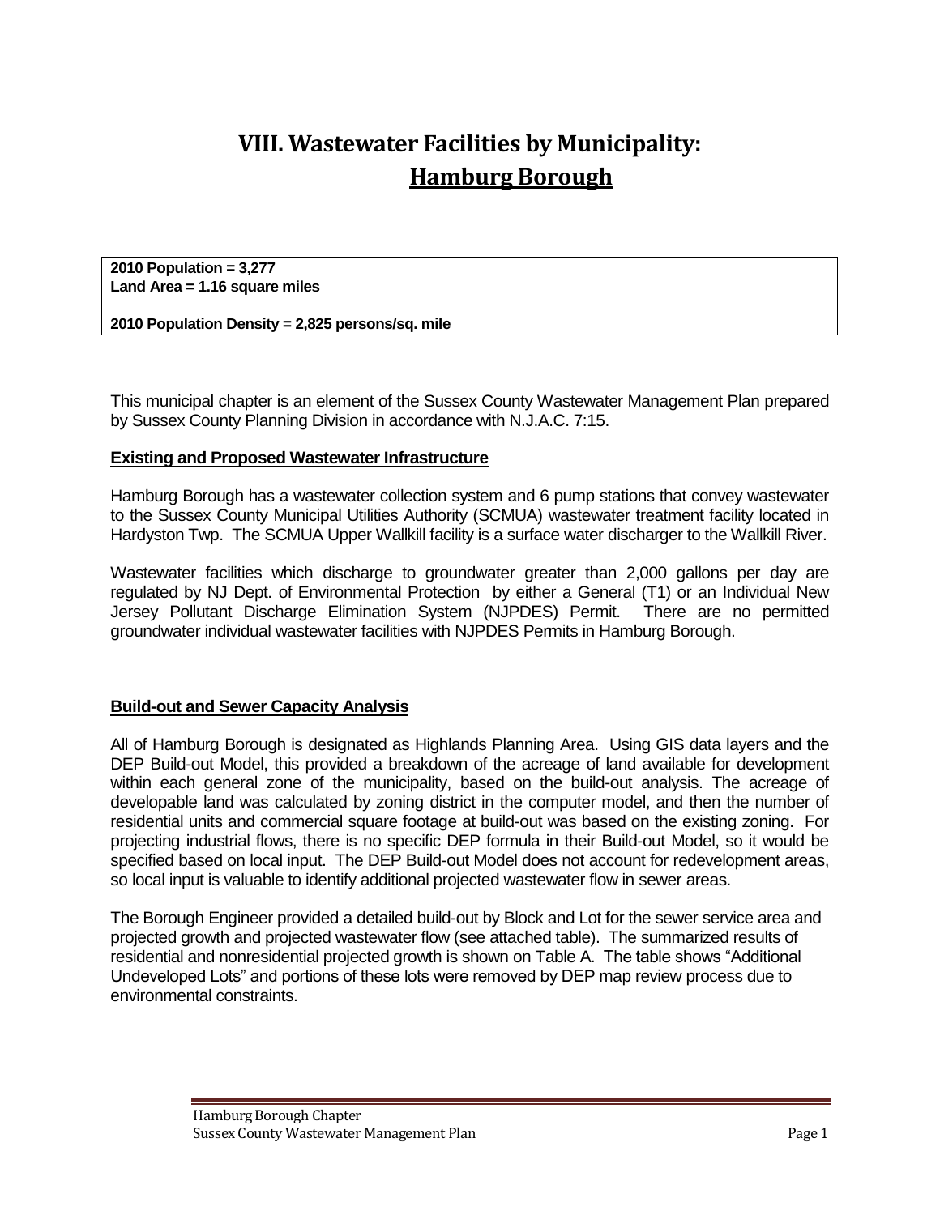# VIII. Wastewater Facilities by Municipality: Hamburg Borough

**2010 Population = 3,277**
**Land Area = 1.16 square miles**

**2010 Population Density = 2,825 persons/sq. mile**

This municipal chapter is an element of the Sussex County Wastewater Management Plan prepared by Sussex County Planning Division in accordance with N.J.A.C. 7:15.

## Existing and Proposed Wastewater Infrastructure

Hamburg Borough has a wastewater collection system and 6 pump stations that convey wastewater to the Sussex County Municipal Utilities Authority (SCMUA) wastewater treatment facility located in Hardyston Twp. The SCMUA Upper Wallkill facility is a surface water discharger to the Wallkill River.

Wastewater facilities which discharge to groundwater greater than 2,000 gallons per day are regulated by NJ Dept. of Environmental Protection by either a General (T1) or an Individual New Jersey Pollutant Discharge Elimination System (NJPDES) Permit. There are no permitted groundwater individual wastewater facilities with NJPDES Permits in Hamburg Borough.

## Build-out and Sewer Capacity Analysis

All of Hamburg Borough is designated as Highlands Planning Area. Using GIS data layers and the DEP Build-out Model, this provided a breakdown of the acreage of land available for development within each general zone of the municipality, based on the build-out analysis. The acreage of developable land was calculated by zoning district in the computer model, and then the number of residential units and commercial square footage at build-out was based on the existing zoning. For projecting industrial flows, there is no specific DEP formula in their Build-out Model, so it would be specified based on local input. The DEP Build-out Model does not account for redevelopment areas, so local input is valuable to identify additional projected wastewater flow in sewer areas.

The Borough Engineer provided a detailed build-out by Block and Lot for the sewer service area and projected growth and projected wastewater flow (see attached table). The summarized results of residential and nonresidential projected growth is shown on Table A. The table shows "Additional Undeveloped Lots" and portions of these lots were removed by DEP map review process due to environmental constraints.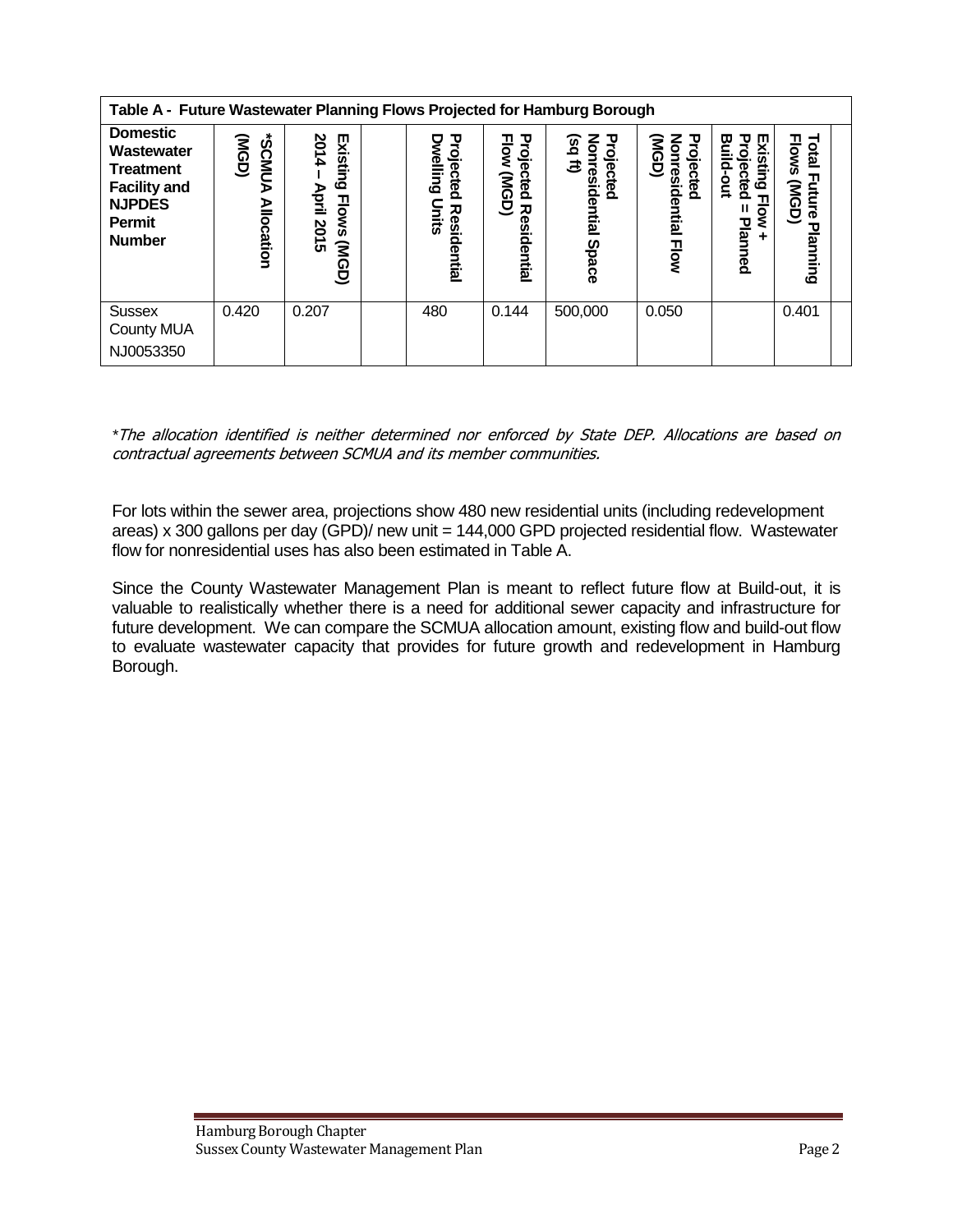| Table A - Future Wastewater Planning Flows Projected for Hamburg Borough | | | | | | | | | | |
|---|---|---|---|---|---|---|---|---|---|---|
| **Domestic Wastewater Treatment Facility and NJPDES Permit Number** | **\*SCMUA Allocation (MGD)** | **Existing Flows (MGD) 2014 – April 2015** | | **Projected Residential Dwelling Units** | **Projected Residential Flow (MGD)** | **Projected Nonresidential Space (sq ft)** | **Projected Nonresidential Flow (MGD)** | **Existing Flow + Projected = Planned Build-out** | **Total Future Planning Flows (MGD)** | |
| Sussex County MUA NJ0053350 | 0.420 | 0.207 | | 480 | 0.144 | 500,000 | 0.050 | | 0.401 | |

\**The allocation identified is neither determined nor enforced by State DEP. Allocations are based on contractual agreements between SCMUA and its member communities.*

For lots within the sewer area, projections show 480 new residential units (including redevelopment areas) x 300 gallons per day (GPD)/ new unit = 144,000 GPD projected residential flow. Wastewater flow for nonresidential uses has also been estimated in Table A.

Since the County Wastewater Management Plan is meant to reflect future flow at Build-out, it is valuable to realistically whether there is a need for additional sewer capacity and infrastructure for future development. We can compare the SCMUA allocation amount, existing flow and build-out flow to evaluate wastewater capacity that provides for future growth and redevelopment in Hamburg Borough.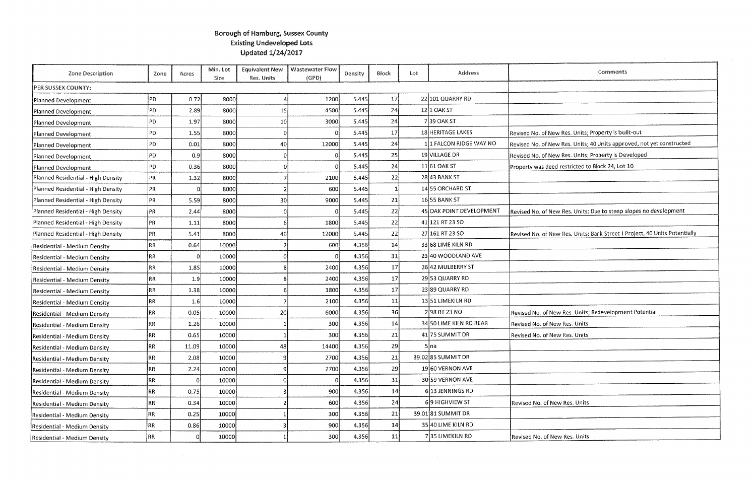**Borough of Hamburg, Sussex County**
**Existing Undeveloped Lots**
**Updated 1/24/2017**

| Zone Description | Zone | Acres | Min. Lot Size | Equivalent New Res. Units | Wastewater Flow (GPD) | Density | Block | Lot | Address | Comments |
|---|---|---|---|---|---|---|---|---|---|---|
| PER SUSSEX COUNTY: | | | | | | | | | | |
| Planned Development | PD | 0.72 | 8000 | 4 | 1200 | 5.445 | 17 | 22 | 101 QUARRY RD | |
| Planned Development | PD | 2.89 | 8000 | 15 | 4500 | 5.445 | 24 | 12 | 1 OAK ST | |
| Planned Development | PD | 1.97 | 8000 | 10 | 3000 | 5.445 | 24 | 7 | 39 OAK ST | |
| Planned Development | PD | 1.55 | 8000 | 0 | 0 | 5.445 | 17 | 18 | HERITAGE LAKES | Revised No. of New Res. Units; Property is built-out |
| Planned Development | PD | 0.01 | 8000 | 40 | 12000 | 5.445 | 24 | 1 | 1 FALCON RIDGE WAY NO | Revised No. of New Res. Units; 40 Units approved, not yet constructed |
| Planned Development | PD | 0.9 | 8000 | 0 | 0 | 5.445 | 25 | 19 | VILLAGE DR | Revised No. of New Res. Units; Property is Developed |
| Planned Development | PD | 0.36 | 8000 | 0 | 0 | 5.445 | 24 | 11 | 61 OAK ST | Property was deed restricted to Block 24, Lot 10 |
| Planned Residential - High Density | PR | 1.32 | 8000 | 7 | 2100 | 5.445 | 22 | 28 | 43 BANK ST | |
| Planned Residential - High Density | PR | 0 | 8000 | 2 | 600 | 5.445 | 1 | 14 | 55 ORCHARD ST | |
| Planned Residential - High Density | PR | 5.59 | 8000 | 30 | 9000 | 5.445 | 21 | 16 | 55 BANK ST | |
| Planned Residential - High Density | PR | 2.44 | 8000 | 0 | 0 | 5.445 | 22 | 45 | OAK POINT DEVELOPMENT | Revised No. of New Res. Units; Due to steep slopes no development |
| Planned Residential - High Density | PR | 1.11 | 8000 | 6 | 1800 | 5.445 | 22 | 41 | 121 RT 23 SO | |
| Planned Residential - High Density | PR | 5.41 | 8000 | 40 | 12000 | 5.445 | 22 | 27 | 161 RT 23 SO | Revised No. of New Res. Units; Bank Street I Project, 40 Units Potentially |
| Residential - Medium Density | RR | 0.64 | 10000 | 2 | 600 | 4.356 | 14 | 33 | 68 LIME KILN RD | |
| Residential - Medium Density | RR | 0 | 10000 | 0 | 0 | 4.356 | 31 | 23 | 40 WOODLAND AVE | |
| Residential - Medium Density | RR | 1.85 | 10000 | 8 | 2400 | 4.356 | 17 | 26 | 42 MULBERRY ST | |
| Residential - Medium Density | RR | 1.9 | 10000 | 8 | 2400 | 4.356 | 17 | 29 | 53 QUARRY RD | |
| Residential - Medium Density | RR | 1.38 | 10000 | 6 | 1800 | 4.356 | 17 | 23 | 89 QUARRY RD | |
| Residential - Medium Density | RR | 1.6 | 10000 | 7 | 2100 | 4.356 | 11 | 13 | 51 LIMEKILN RD | |
| Residential - Medium Density | RR | 0.05 | 10000 | 20 | 6000 | 4.356 | 36 | 2 | 98 RT 23 NO | Revised No. of New Res. Units; Redevelopment Potential |
| Residential - Medium Density | RR | 1.26 | 10000 | 1 | 300 | 4.356 | 14 | 34 | 50 LIME KILN RD REAR | Revised No. of New Res. Units |
| Residential - Medium Density | RR | 0.65 | 10000 | 1 | 300 | 4.356 | 21 | 41 | 75 SUMMIT DR | Revised No. of New Res. Units |
| Residential - Medium Density | RR | 11.09 | 10000 | 48 | 14400 | 4.356 | 29 | 5 | na | |
| Residential - Medium Density | RR | 2.08 | 10000 | 9 | 2700 | 4.356 | 21 | 39.02 | 85 SUMMIT DR | |
| Residential - Medium Density | RR | 2.24 | 10000 | 9 | 2700 | 4.356 | 29 | 19 | 60 VERNON AVE | |
| Residential - Medium Density | RR | 0 | 10000 | 0 | 0 | 4.356 | 31 | 30 | 59 VERNON AVE | |
| Residential - Medium Density | RR | 0.75 | 10000 | 3 | 900 | 4.356 | 14 | 6 | 13 JENNINGS RD | |
| Residential - Medium Density | RR | 0.34 | 10000 | 2 | 600 | 4.356 | 24 | 6 | 9 HIGHVIEW ST | Revised No. of New Res. Units |
| Residential - Medium Density | RR | 0.25 | 10000 | 1 | 300 | 4.356 | 21 | 39.01 | 81 SUMMIT DR | |
| Residential - Medium Density | RR | 0.86 | 10000 | 3 | 900 | 4.356 | 14 | 35 | 40 LIME KILN RD | |
| Residential - Medium Density | RR | 0 | 10000 | 1 | 300 | 4.356 | 11 | 7 | 35 LIMEKILN RD | Revised No. of New Res. Units |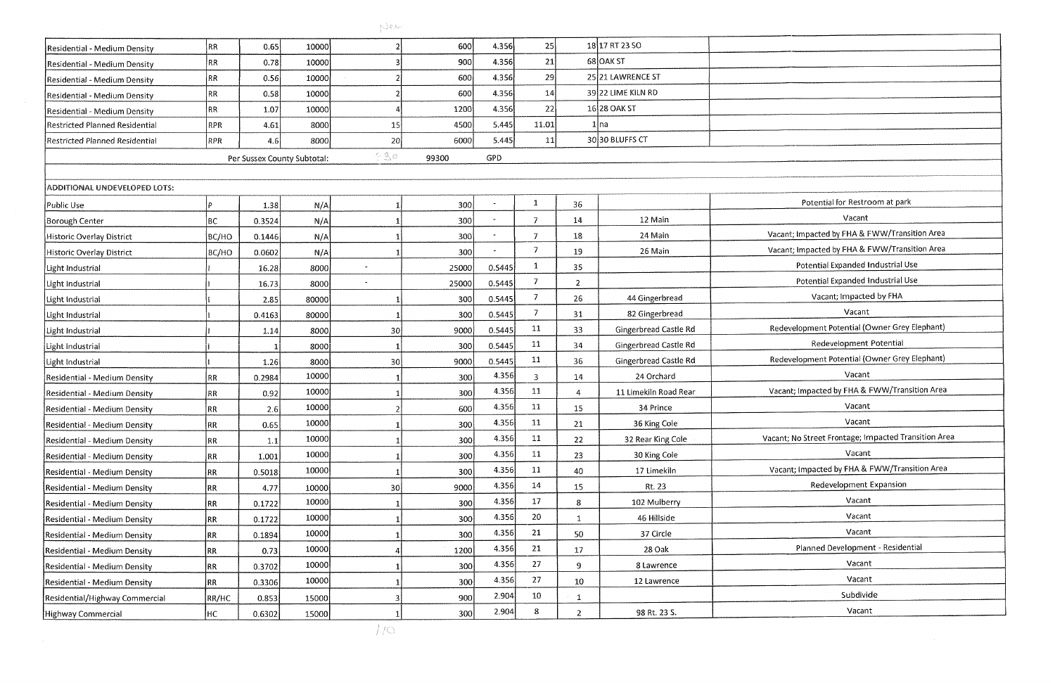| | | | | | | | | | | |
|---|---|---|---|---|---|---|---|---|---|---|
| Residential - Medium Density | RR | 0.65 | 10000 | 2 | 600 | 4.356 | 25 | 18 | 17 RT 23 SO | |
| Residential - Medium Density | RR | 0.78 | 10000 | 3 | 900 | 4.356 | 21 | 68 | OAK ST | |
| Residential - Medium Density | RR | 0.56 | 10000 | 2 | 600 | 4.356 | 29 | 25 | 21 LAWRENCE ST | |
| Residential - Medium Density | RR | 0.58 | 10000 | 2 | 600 | 4.356 | 14 | 39 | 22 LIME KILN RD | |
| Residential - Medium Density | RR | 1.07 | 10000 | 4 | 1200 | 4.356 | 22 | 16 | 28 OAK ST | |
| Restricted Planned Residential | RPR | 4.61 | 8000 | 15 | 4500 | 5.445 | 11.01 | 1 | na | |
| Restricted Planned Residential | RPR | 4.6 | 8000 | 20 | 6000 | 5.445 | 11 | 30 | 30 BLUFFS CT | |
| | Per Sussex County Subtotal: | | | 330 | 99300 | GPD | | | | |
| | | | | | | | | | | |
| ADDITIONAL UNDEVELOPED LOTS: | | | | | | | | | | |
| Public Use | P | 1.38 | N/A | 1 | 300 | - | 1 | 36 | | Potential for Restroom at park |
| Borough Center | BC | 0.3524 | N/A | 1 | 300 | - | 7 | 14 | 12 Main | Vacant |
| Historic Overlay District | BC/HO | 0.1446 | N/A | 1 | 300 | - | 7 | 18 | 24 Main | Vacant; Impacted by FHA & FWW/Transition Area |
| Historic Overlay District | BC/HO | 0.0602 | N/A | 1 | 300 | - | 7 | 19 | 26 Main | Vacant; Impacted by FHA & FWW/Transition Area |
| Light Industrial | I | 16.28 | 8000 | - | 25000 | 0.5445 | 1 | 35 | | Potential Expanded Industrial Use |
| Light Industrial | I | 16.73 | 8000 | - | 25000 | 0.5445 | 7 | 2 | | Potential Expanded Industrial Use |
| Light Industrial | I | 2.85 | 80000 | 1 | 300 | 0.5445 | 7 | 26 | 44 Gingerbread | Vacant; Impacted by FHA |
| Light Industrial | I | 0.4163 | 80000 | 1 | 300 | 0.5445 | 7 | 31 | 82 Gingerbread | Vacant |
| Light Industrial | I | 1.14 | 8000 | 30 | 9000 | 0.5445 | 11 | 33 | Gingerbread Castle Rd | Redevelopment Potential (Owner Grey Elephant) |
| Light Industrial | I | 1 | 8000 | 1 | 300 | 0.5445 | 11 | 34 | Gingerbread Castle Rd | Redevelopment Potential |
| Light Industrial | I | 1.26 | 8000 | 30 | 9000 | 0.5445 | 11 | 36 | Gingerbread Castle Rd | Redevelopment Potential (Owner Grey Elephant) |
| Residential - Medium Density | RR | 0.2984 | 10000 | 1 | 300 | 4.356 | 3 | 14 | 24 Orchard | Vacant |
| Residential - Medium Density | RR | 0.92 | 10000 | 1 | 300 | 4.356 | 11 | 4 | 11 Limekiln Road Rear | Vacant; Impacted by FHA & FWW/Transition Area |
| Residential - Medium Density | RR | 2.6 | 10000 | 2 | 600 | 4.356 | 11 | 15 | 34 Prince | Vacant |
| Residential - Medium Density | RR | 0.65 | 10000 | 1 | 300 | 4.356 | 11 | 21 | 36 King Cole | Vacant |
| Residential - Medium Density | RR | 1.1 | 10000 | 1 | 300 | 4.356 | 11 | 22 | 32 Rear King Cole | Vacant; No Street Frontage; Impacted Transition Area |
| Residential - Medium Density | RR | 1.001 | 10000 | 1 | 300 | 4.356 | 11 | 23 | 30 King Cole | Vacant |
| Residential - Medium Density | RR | 0.5018 | 10000 | 1 | 300 | 4.356 | 11 | 40 | 17 Limekiln | Vacant; Impacted by FHA & FWW/Transition Area |
| Residential - Medium Density | RR | 4.77 | 10000 | 30 | 9000 | 4.356 | 14 | 15 | Rt. 23 | Redevelopment Expansion |
| Residential - Medium Density | RR | 0.1722 | 10000 | 1 | 300 | 4.356 | 17 | 8 | 102 Mulberry | Vacant |
| Residential - Medium Density | RR | 0.1722 | 10000 | 1 | 300 | 4.356 | 20 | 1 | 46 Hillside | Vacant |
| Residential - Medium Density | RR | 0.1894 | 10000 | 1 | 300 | 4.356 | 21 | 50 | 37 Circle | Vacant |
| Residential - Medium Density | RR | 0.73 | 10000 | 4 | 1200 | 4.356 | 21 | 17 | 28 Oak | Planned Development - Residential |
| Residential - Medium Density | RR | 0.3702 | 10000 | 1 | 300 | 4.356 | 27 | 9 | 8 Lawrence | Vacant |
| Residential - Medium Density | RR | 0.3306 | 10000 | 1 | 300 | 4.356 | 27 | 10 | 12 Lawrence | Vacant |
| Residential/Highway Commercial | RR/HC | 0.853 | 15000 | 3 | 900 | 2.904 | 10 | 1 | | Subdivide |
| Highway Commercial | HC | 0.6302 | 15000 | 1 | 300 | 2.904 | 8 | 2 | 98 Rt. 23 S. | Vacant |
| | | | | 110 | | | | | | |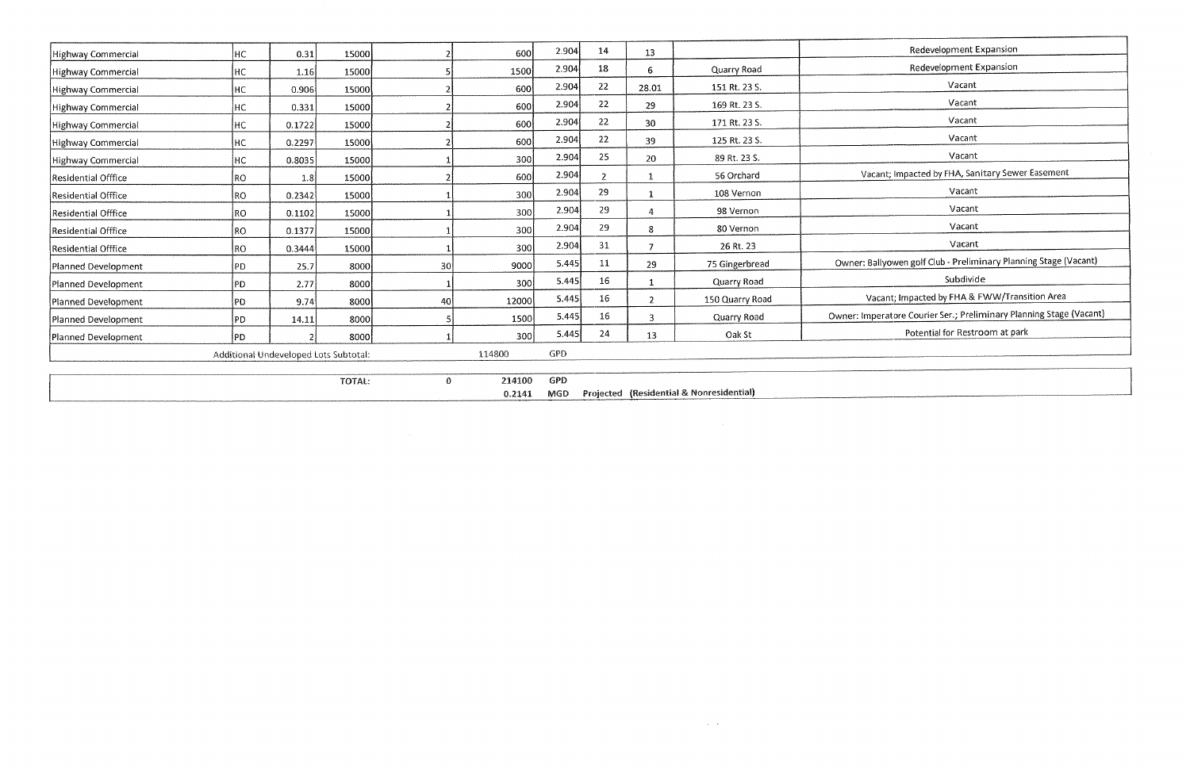| | | | | | | | | | | |
|---|---|---|---|---|---|---|---|---|---|---|
| Highway Commercial | HC | 0.31 | 15000 | 2 | 600 | 2.904 | 14 | 13 | | Redevelopment Expansion |
| Highway Commercial | HC | 1.16 | 15000 | 5 | 1500 | 2.904 | 18 | 6 | Quarry Road | Redevelopment Expansion |
| Highway Commercial | HC | 0.906 | 15000 | 2 | 600 | 2.904 | 22 | 28.01 | 151 Rt. 23 S. | Vacant |
| Highway Commercial | HC | 0.331 | 15000 | 2 | 600 | 2.904 | 22 | 29 | 169 Rt. 23 S. | Vacant |
| Highway Commercial | HC | 0.1722 | 15000 | 2 | 600 | 2.904 | 22 | 30 | 171 Rt. 23 S. | Vacant |
| Highway Commercial | HC | 0.2297 | 15000 | 2 | 600 | 2.904 | 22 | 39 | 125 Rt. 23 S. | Vacant |
| Highway Commercial | HC | 0.8035 | 15000 | 1 | 300 | 2.904 | 25 | 20 | 89 Rt. 23 S. | Vacant |
| Residential Offfice | RO | 1.8 | 15000 | 2 | 600 | 2.904 | 2 | 1 | 56 Orchard | Vacant; Impacted by FHA, Sanitary Sewer Easement |
| Residential Offfice | RO | 0.2342 | 15000 | 1 | 300 | 2.904 | 29 | 1 | 108 Vernon | Vacant |
| Residential Offfice | RO | 0.1102 | 15000 | 1 | 300 | 2.904 | 29 | 4 | 98 Vernon | Vacant |
| Residential Offfice | RO | 0.1377 | 15000 | 1 | 300 | 2.904 | 29 | 8 | 80 Vernon | Vacant |
| Residential Offfice | RO | 0.3444 | 15000 | 1 | 300 | 2.904 | 31 | 7 | 26 Rt. 23 | Vacant |
| Planned Development | PD | 25.7 | 8000 | 30 | 9000 | 5.445 | 11 | 29 | 75 Gingerbread | Owner: Ballyowen golf Club - Preliminary Planning Stage (Vacant) |
| Planned Development | PD | 2.77 | 8000 | 1 | 300 | 5.445 | 16 | 1 | Quarry Road | Subdivide |
| Planned Development | PD | 9.74 | 8000 | 40 | 12000 | 5.445 | 16 | 2 | 150 Quarry Road | Vacant; Impacted by FHA & FWW/Transition Area |
| Planned Development | PD | 14.11 | 8000 | 5 | 1500 | 5.445 | 16 | 3 | Quarry Road | Owner: Imperatore Courier Ser.; Preliminary Planning Stage (Vacant) |
| Planned Development | PD | 2 | 8000 | 1 | 300 | 5.445 | 24 | 13 | Oak St | Potential for Restroom at park |
| Additional Undeveloped Lots Subtotal: | | | | | 114800 | GPD | | | | |

| | | | | |
|---|---|---|---|---|
| TOTAL: | 0 | 214100 | GPD | |
| | | 0.2141 | MGD | Projected **(Residential & Nonresidential)** |